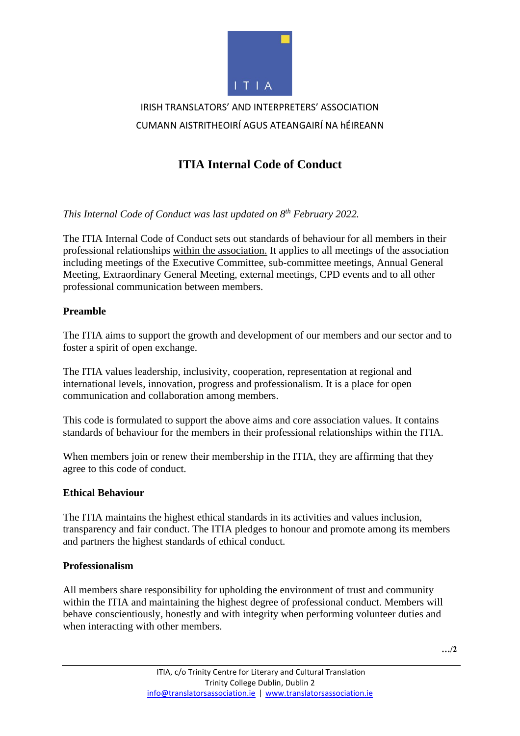IRISH TRANSLATORS' AND INTERPRETERS' ASSOCIATION

CUMANN AISTRITHEOIRÍ AGUS ATEANGAIRÍ NA hÉIREANN

# ITIA Internal Code of Conduct

*This Internal Code of Conduct was last updated on 8th February 2022.*

The ITIA Internal Code of Conduct sets out standards of behaviour for all members in their professional relationships within the association. It applies to all meetings of the association including meetings of the Executive Committee, sub-committee meetings, Annual General Meeting, Extraordinary General Meeting, external meetings, CPD events and to all other professional communication between members.

## Preamble

The ITIA aims to support the growth and development of our members and our sector and to foster a spirit of open exchange.

The ITIA values leadership, inclusivity, cooperation, representation at regional and international levels, innovation, progress and professionalism. It is a place for open communication and collaboration among members.

This code is formulated to support the above aims and core association values. It contains standards of behaviour for the members in their professional relationships within the ITIA.

When members join or renew their membership in the ITIA, they are affirming that they agree to this code of conduct.

## Ethical Behaviour

The ITIA maintains the highest ethical standards in its activities and values inclusion, transparency and fair conduct. The ITIA pledges to honour and promote among its members and partners the highest standards of ethical conduct.

## Professionalism

All members share responsibility for upholding the environment of trust and community within the ITIA and maintaining the highest degree of professional conduct. Members will behave conscientiously, honestly and with integrity when performing volunteer duties and when interacting with other members.

…/2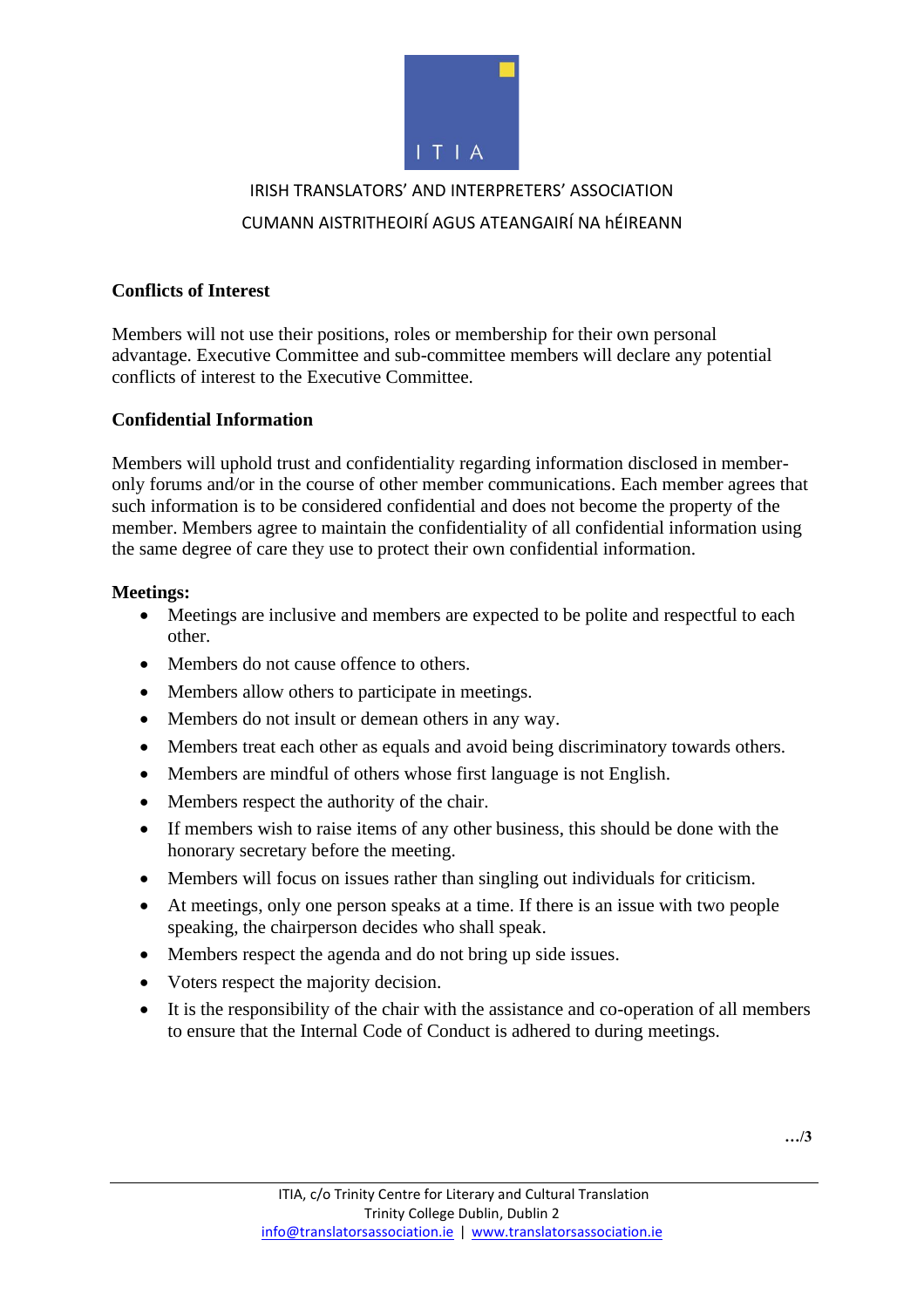## Conflicts of Interest

Members will not use their positions, roles or membership for their own personal advantage. Executive Committee and sub-committee members will declare any potential conflicts of interest to the Executive Committee.

## Confidential Information

Members will uphold trust and confidentiality regarding information disclosed in member-only forums and/or in the course of other member communications. Each member agrees that such information is to be considered confidential and does not become the property of the member. Members agree to maintain the confidentiality of all confidential information using the same degree of care they use to protect their own confidential information.

## Meetings:

- Meetings are inclusive and members are expected to be polite and respectful to each other.
- Members do not cause offence to others.
- Members allow others to participate in meetings.
- Members do not insult or demean others in any way.
- Members treat each other as equals and avoid being discriminatory towards others.
- Members are mindful of others whose first language is not English.
- Members respect the authority of the chair.
- If members wish to raise items of any other business, this should be done with the honorary secretary before the meeting.
- Members will focus on issues rather than singling out individuals for criticism.
- At meetings, only one person speaks at a time. If there is an issue with two people speaking, the chairperson decides who shall speak.
- Members respect the agenda and do not bring up side issues.
- Voters respect the majority decision.
- It is the responsibility of the chair with the assistance and co-operation of all members to ensure that the Internal Code of Conduct is adhered to during meetings.

…/3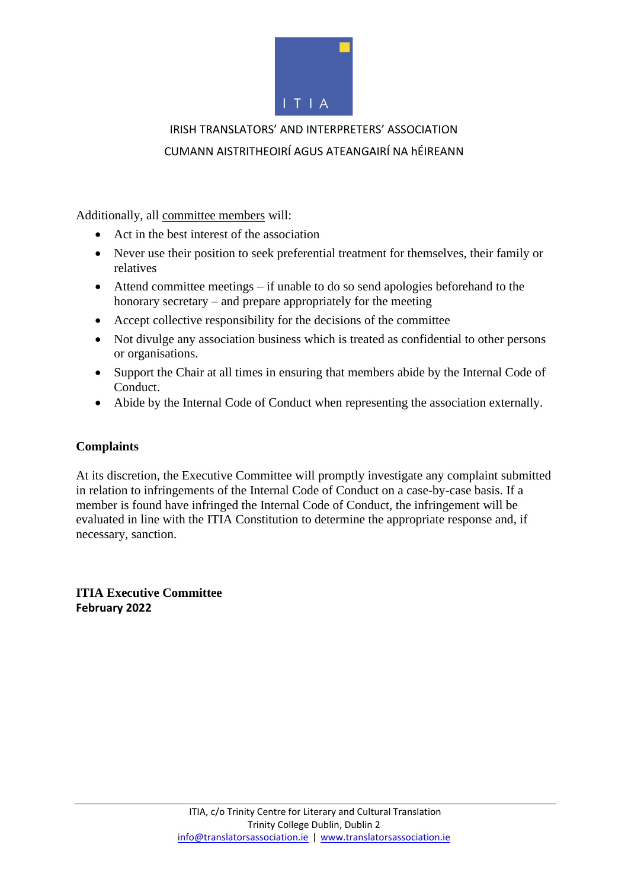Additionally, all committee members will:

- Act in the best interest of the association
- Never use their position to seek preferential treatment for themselves, their family or relatives
- Attend committee meetings – if unable to do so send apologies beforehand to the honorary secretary – and prepare appropriately for the meeting
- Accept collective responsibility for the decisions of the committee
- Not divulge any association business which is treated as confidential to other persons or organisations.
- Support the Chair at all times in ensuring that members abide by the Internal Code of Conduct.
- Abide by the Internal Code of Conduct when representing the association externally.

**Complaints**

At its discretion, the Executive Committee will promptly investigate any complaint submitted in relation to infringements of the Internal Code of Conduct on a case-by-case basis. If a member is found have infringed the Internal Code of Conduct, the infringement will be evaluated in line with the ITIA Constitution to determine the appropriate response and, if necessary, sanction.

**ITIA Executive Committee**
**February 2022**